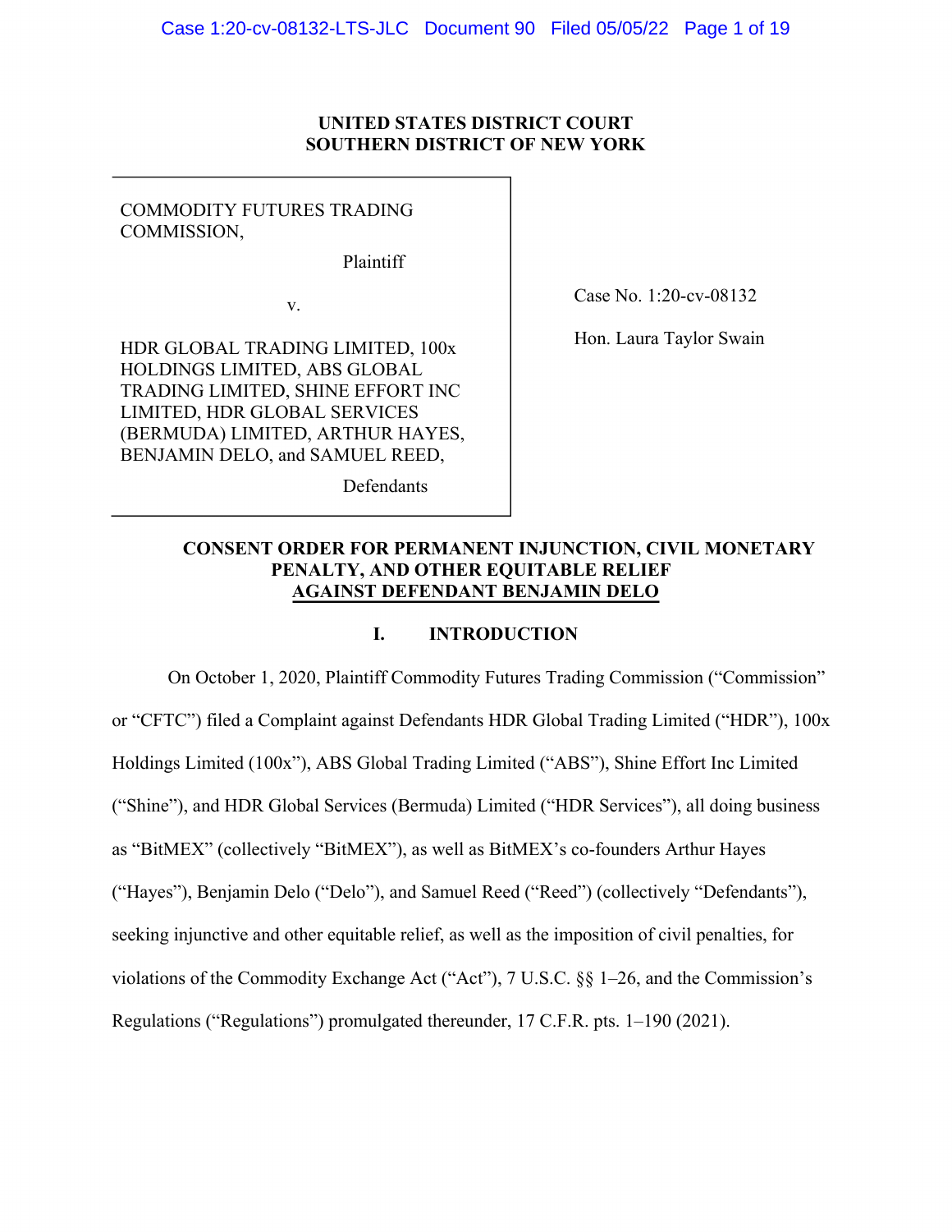**UNITED STATES DISTRICT COURT**
**SOUTHERN DISTRICT OF NEW YORK**

COMMODITY FUTURES TRADING COMMISSION,

Plaintiff

v.

HDR GLOBAL TRADING LIMITED, 100x HOLDINGS LIMITED, ABS GLOBAL TRADING LIMITED, SHINE EFFORT INC LIMITED, HDR GLOBAL SERVICES (BERMUDA) LIMITED, ARTHUR HAYES, BENJAMIN DELO, and SAMUEL REED,

Defendants

Case No. 1:20-cv-08132

Hon. Laura Taylor Swain

# CONSENT ORDER FOR PERMANENT INJUNCTION, CIVIL MONETARY PENALTY, AND OTHER EQUITABLE RELIEF AGAINST DEFENDANT BENJAMIN DELO

## I. INTRODUCTION

On October 1, 2020, Plaintiff Commodity Futures Trading Commission ("Commission" or "CFTC") filed a Complaint against Defendants HDR Global Trading Limited ("HDR"), 100x Holdings Limited (100x"), ABS Global Trading Limited ("ABS"), Shine Effort Inc Limited ("Shine"), and HDR Global Services (Bermuda) Limited ("HDR Services"), all doing business as "BitMEX" (collectively "BitMEX"), as well as BitMEX's co-founders Arthur Hayes ("Hayes"), Benjamin Delo ("Delo"), and Samuel Reed ("Reed") (collectively "Defendants"), seeking injunctive and other equitable relief, as well as the imposition of civil penalties, for violations of the Commodity Exchange Act ("Act"), 7 U.S.C. §§ 1–26, and the Commission's Regulations ("Regulations") promulgated thereunder, 17 C.F.R. pts. 1–190 (2021).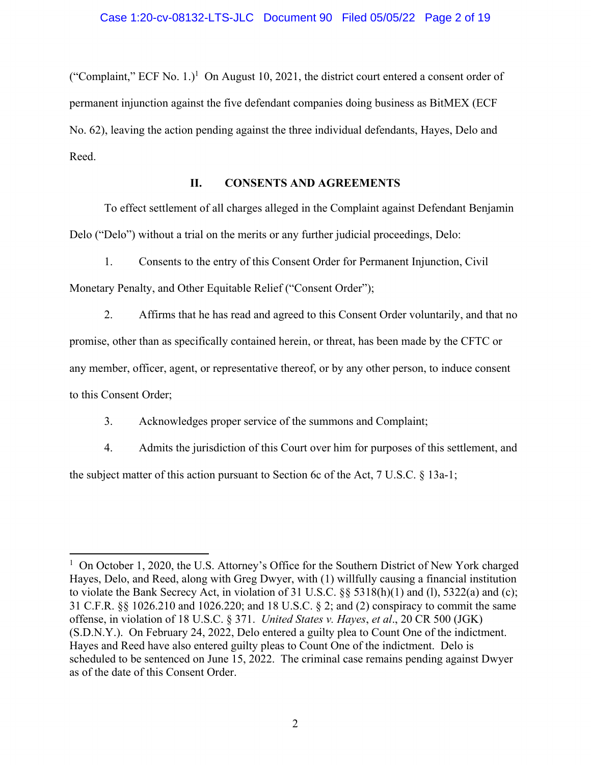("Complaint," ECF No. 1.)[1] On August 10, 2021, the district court entered a consent order of permanent injunction against the five defendant companies doing business as BitMEX (ECF No. 62), leaving the action pending against the three individual defendants, Hayes, Delo and Reed.

## II. CONSENTS AND AGREEMENTS

To effect settlement of all charges alleged in the Complaint against Defendant Benjamin Delo ("Delo") without a trial on the merits or any further judicial proceedings, Delo:

1. Consents to the entry of this Consent Order for Permanent Injunction, Civil Monetary Penalty, and Other Equitable Relief ("Consent Order");

2. Affirms that he has read and agreed to this Consent Order voluntarily, and that no promise, other than as specifically contained herein, or threat, has been made by the CFTC or any member, officer, agent, or representative thereof, or by any other person, to induce consent to this Consent Order;

3. Acknowledges proper service of the summons and Complaint;

4. Admits the jurisdiction of this Court over him for purposes of this settlement, and the subject matter of this action pursuant to Section 6c of the Act, 7 U.S.C. § 13a-1;

---

[1] On October 1, 2020, the U.S. Attorney's Office for the Southern District of New York charged Hayes, Delo, and Reed, along with Greg Dwyer, with (1) willfully causing a financial institution to violate the Bank Secrecy Act, in violation of 31 U.S.C. §§ 5318(h)(1) and (l), 5322(a) and (c); 31 C.F.R. §§ 1026.210 and 1026.220; and 18 U.S.C. § 2; and (2) conspiracy to commit the same offense, in violation of 18 U.S.C. § 371. *United States v. Hayes*, *et al*., 20 CR 500 (JGK) (S.D.N.Y.). On February 24, 2022, Delo entered a guilty plea to Count One of the indictment. Hayes and Reed have also entered guilty pleas to Count One of the indictment. Delo is scheduled to be sentenced on June 15, 2022. The criminal case remains pending against Dwyer as of the date of this Consent Order.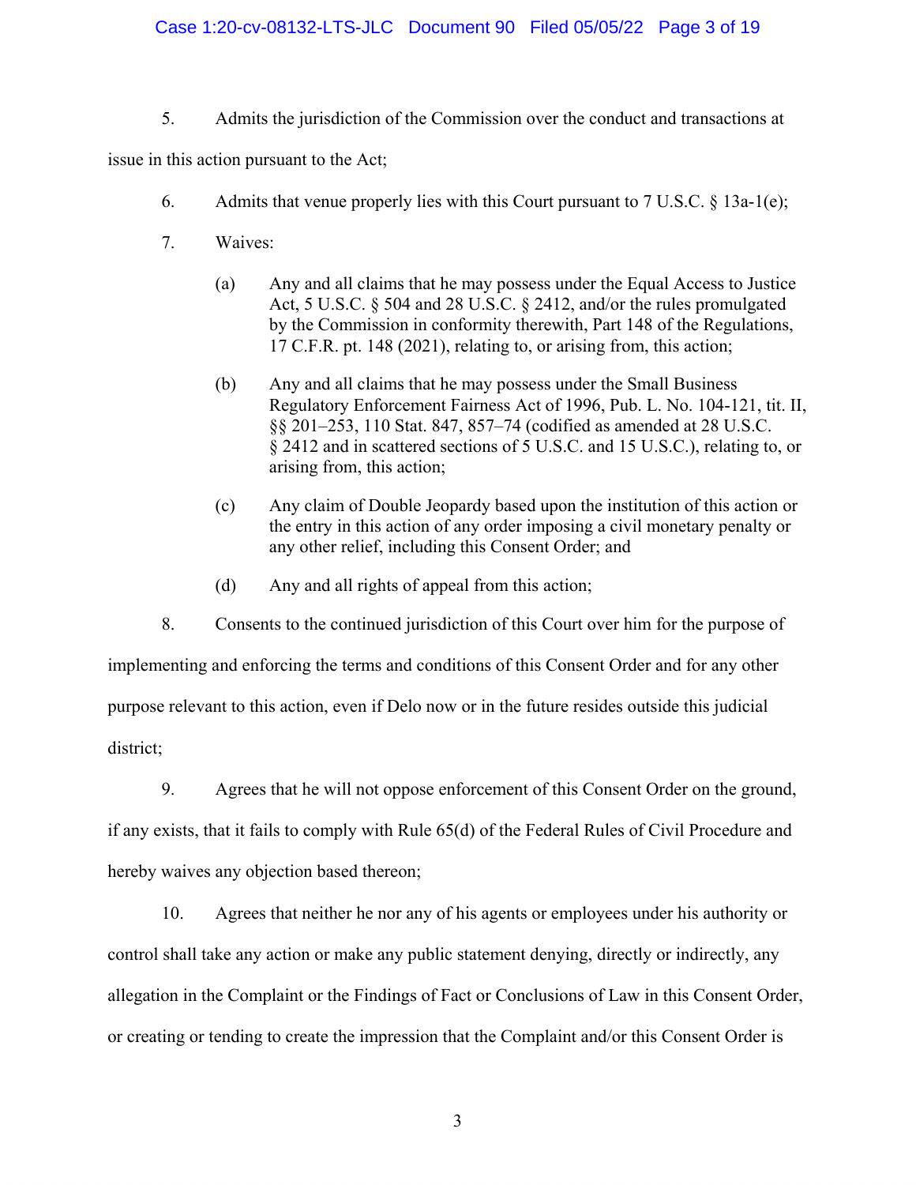5. Admits the jurisdiction of the Commission over the conduct and transactions at issue in this action pursuant to the Act;

6. Admits that venue properly lies with this Court pursuant to 7 U.S.C. § 13a-1(e);

7. Waives:

   (a) Any and all claims that he may possess under the Equal Access to Justice Act, 5 U.S.C. § 504 and 28 U.S.C. § 2412, and/or the rules promulgated by the Commission in conformity therewith, Part 148 of the Regulations, 17 C.F.R. pt. 148 (2021), relating to, or arising from, this action;

   (b) Any and all claims that he may possess under the Small Business Regulatory Enforcement Fairness Act of 1996, Pub. L. No. 104-121, tit. II, §§ 201–253, 110 Stat. 847, 857–74 (codified as amended at 28 U.S.C. § 2412 and in scattered sections of 5 U.S.C. and 15 U.S.C.), relating to, or arising from, this action;

   (c) Any claim of Double Jeopardy based upon the institution of this action or the entry in this action of any order imposing a civil monetary penalty or any other relief, including this Consent Order; and

   (d) Any and all rights of appeal from this action;

8. Consents to the continued jurisdiction of this Court over him for the purpose of implementing and enforcing the terms and conditions of this Consent Order and for any other purpose relevant to this action, even if Delo now or in the future resides outside this judicial district;

9. Agrees that he will not oppose enforcement of this Consent Order on the ground, if any exists, that it fails to comply with Rule 65(d) of the Federal Rules of Civil Procedure and hereby waives any objection based thereon;

10. Agrees that neither he nor any of his agents or employees under his authority or control shall take any action or make any public statement denying, directly or indirectly, any allegation in the Complaint or the Findings of Fact or Conclusions of Law in this Consent Order, or creating or tending to create the impression that the Complaint and/or this Consent Order is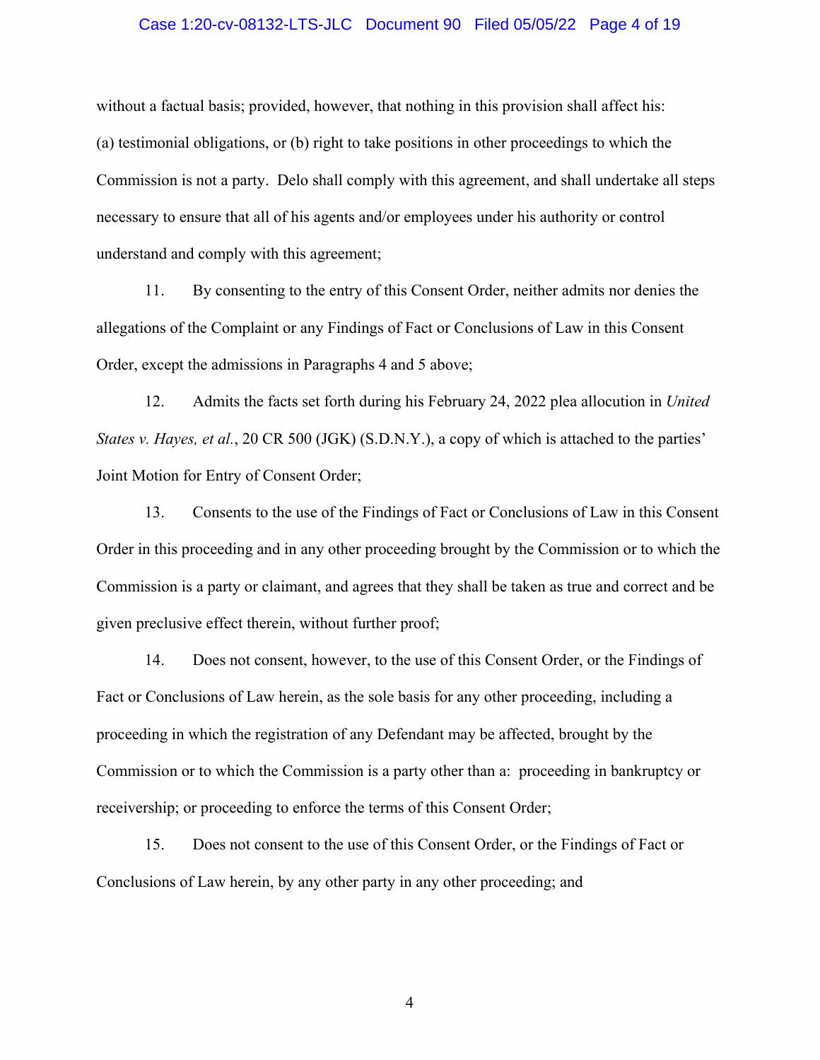without a factual basis; provided, however, that nothing in this provision shall affect his: (a) testimonial obligations, or (b) right to take positions in other proceedings to which the Commission is not a party. Delo shall comply with this agreement, and shall undertake all steps necessary to ensure that all of his agents and/or employees under his authority or control understand and comply with this agreement;

11. By consenting to the entry of this Consent Order, neither admits nor denies the allegations of the Complaint or any Findings of Fact or Conclusions of Law in this Consent Order, except the admissions in Paragraphs 4 and 5 above;

12. Admits the facts set forth during his February 24, 2022 plea allocution in *United States v. Hayes, et al.*, 20 CR 500 (JGK) (S.D.N.Y.), a copy of which is attached to the parties' Joint Motion for Entry of Consent Order;

13. Consents to the use of the Findings of Fact or Conclusions of Law in this Consent Order in this proceeding and in any other proceeding brought by the Commission or to which the Commission is a party or claimant, and agrees that they shall be taken as true and correct and be given preclusive effect therein, without further proof;

14. Does not consent, however, to the use of this Consent Order, or the Findings of Fact or Conclusions of Law herein, as the sole basis for any other proceeding, including a proceeding in which the registration of any Defendant may be affected, brought by the Commission or to which the Commission is a party other than a: proceeding in bankruptcy or receivership; or proceeding to enforce the terms of this Consent Order;

15. Does not consent to the use of this Consent Order, or the Findings of Fact or Conclusions of Law herein, by any other party in any other proceeding; and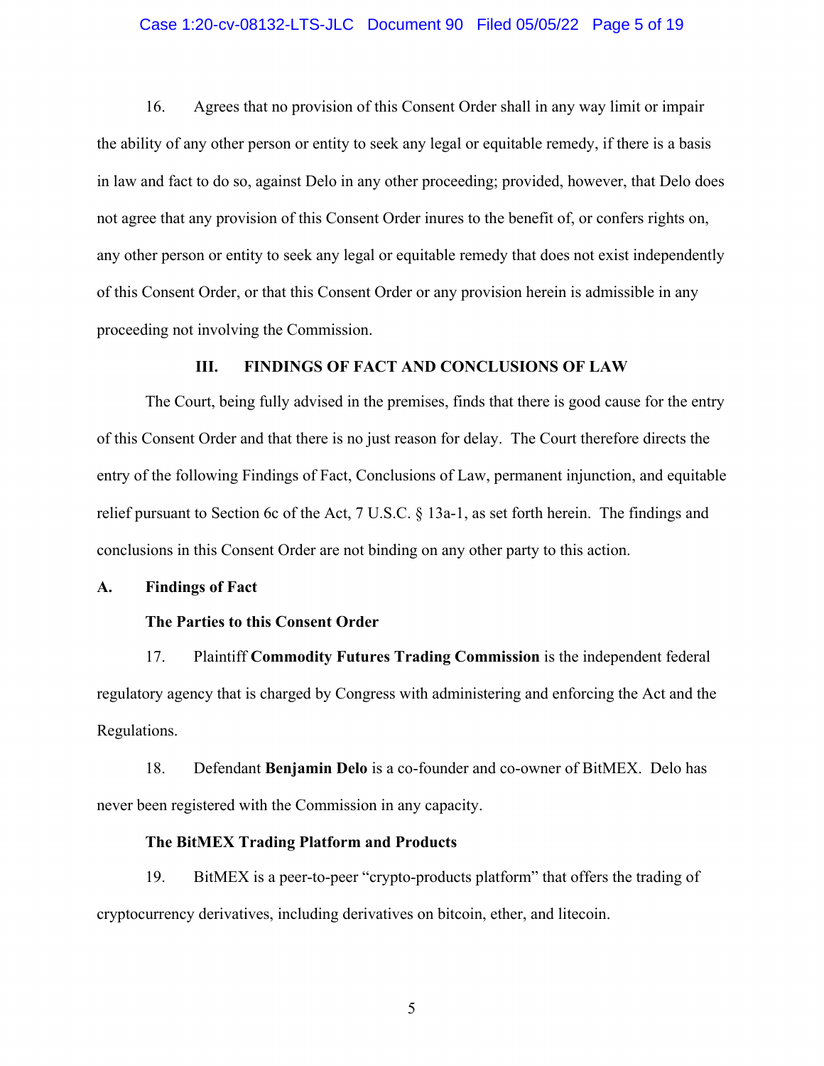16. Agrees that no provision of this Consent Order shall in any way limit or impair the ability of any other person or entity to seek any legal or equitable remedy, if there is a basis in law and fact to do so, against Delo in any other proceeding; provided, however, that Delo does not agree that any provision of this Consent Order inures to the benefit of, or confers rights on, any other person or entity to seek any legal or equitable remedy that does not exist independently of this Consent Order, or that this Consent Order or any provision herein is admissible in any proceeding not involving the Commission.

## III. FINDINGS OF FACT AND CONCLUSIONS OF LAW

The Court, being fully advised in the premises, finds that there is good cause for the entry of this Consent Order and that there is no just reason for delay. The Court therefore directs the entry of the following Findings of Fact, Conclusions of Law, permanent injunction, and equitable relief pursuant to Section 6c of the Act, 7 U.S.C. § 13a-1, as set forth herein. The findings and conclusions in this Consent Order are not binding on any other party to this action.

### A. Findings of Fact

**The Parties to this Consent Order**

17. Plaintiff **Commodity Futures Trading Commission** is the independent federal regulatory agency that is charged by Congress with administering and enforcing the Act and the Regulations.

18. Defendant **Benjamin Delo** is a co-founder and co-owner of BitMEX. Delo has never been registered with the Commission in any capacity.

**The BitMEX Trading Platform and Products**

19. BitMEX is a peer-to-peer "crypto-products platform" that offers the trading of cryptocurrency derivatives, including derivatives on bitcoin, ether, and litecoin.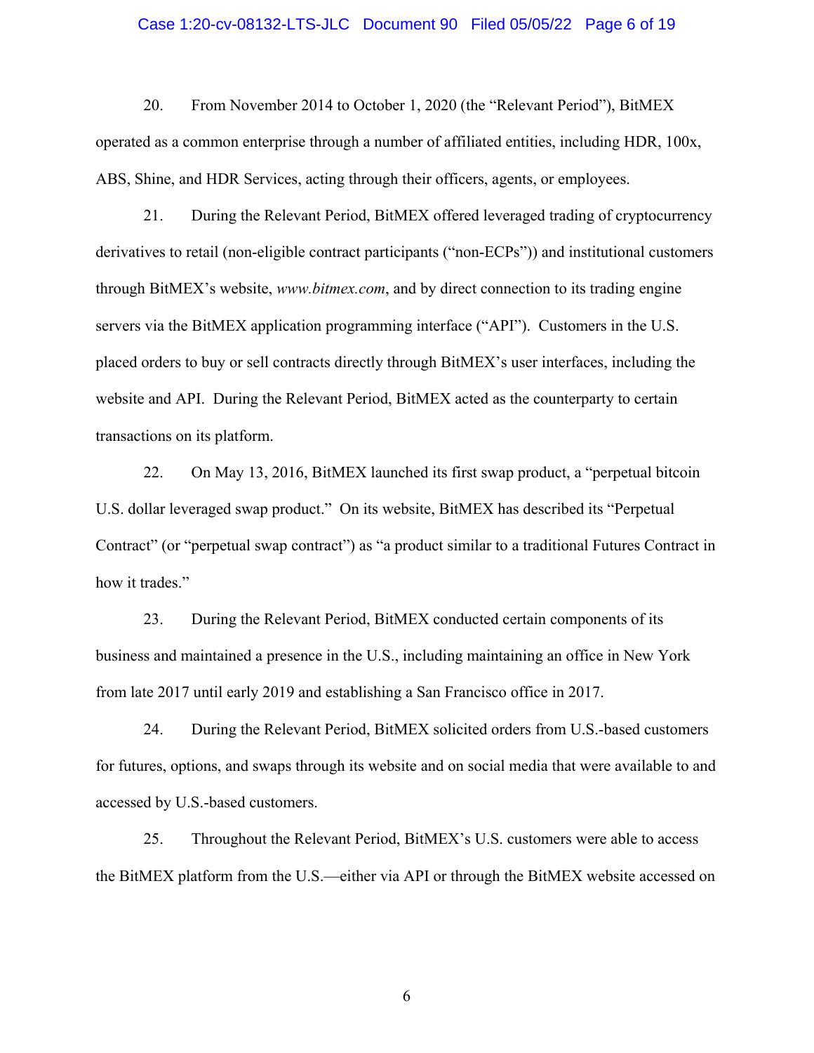20. From November 2014 to October 1, 2020 (the "Relevant Period"), BitMEX operated as a common enterprise through a number of affiliated entities, including HDR, 100x, ABS, Shine, and HDR Services, acting through their officers, agents, or employees.

21. During the Relevant Period, BitMEX offered leveraged trading of cryptocurrency derivatives to retail (non-eligible contract participants ("non-ECPs")) and institutional customers through BitMEX's website, *www.bitmex.com*, and by direct connection to its trading engine servers via the BitMEX application programming interface ("API"). Customers in the U.S. placed orders to buy or sell contracts directly through BitMEX's user interfaces, including the website and API. During the Relevant Period, BitMEX acted as the counterparty to certain transactions on its platform.

22. On May 13, 2016, BitMEX launched its first swap product, a "perpetual bitcoin U.S. dollar leveraged swap product." On its website, BitMEX has described its "Perpetual Contract" (or "perpetual swap contract") as "a product similar to a traditional Futures Contract in how it trades."

23. During the Relevant Period, BitMEX conducted certain components of its business and maintained a presence in the U.S., including maintaining an office in New York from late 2017 until early 2019 and establishing a San Francisco office in 2017.

24. During the Relevant Period, BitMEX solicited orders from U.S.-based customers for futures, options, and swaps through its website and on social media that were available to and accessed by U.S.-based customers.

25. Throughout the Relevant Period, BitMEX's U.S. customers were able to access the BitMEX platform from the U.S.—either via API or through the BitMEX website accessed on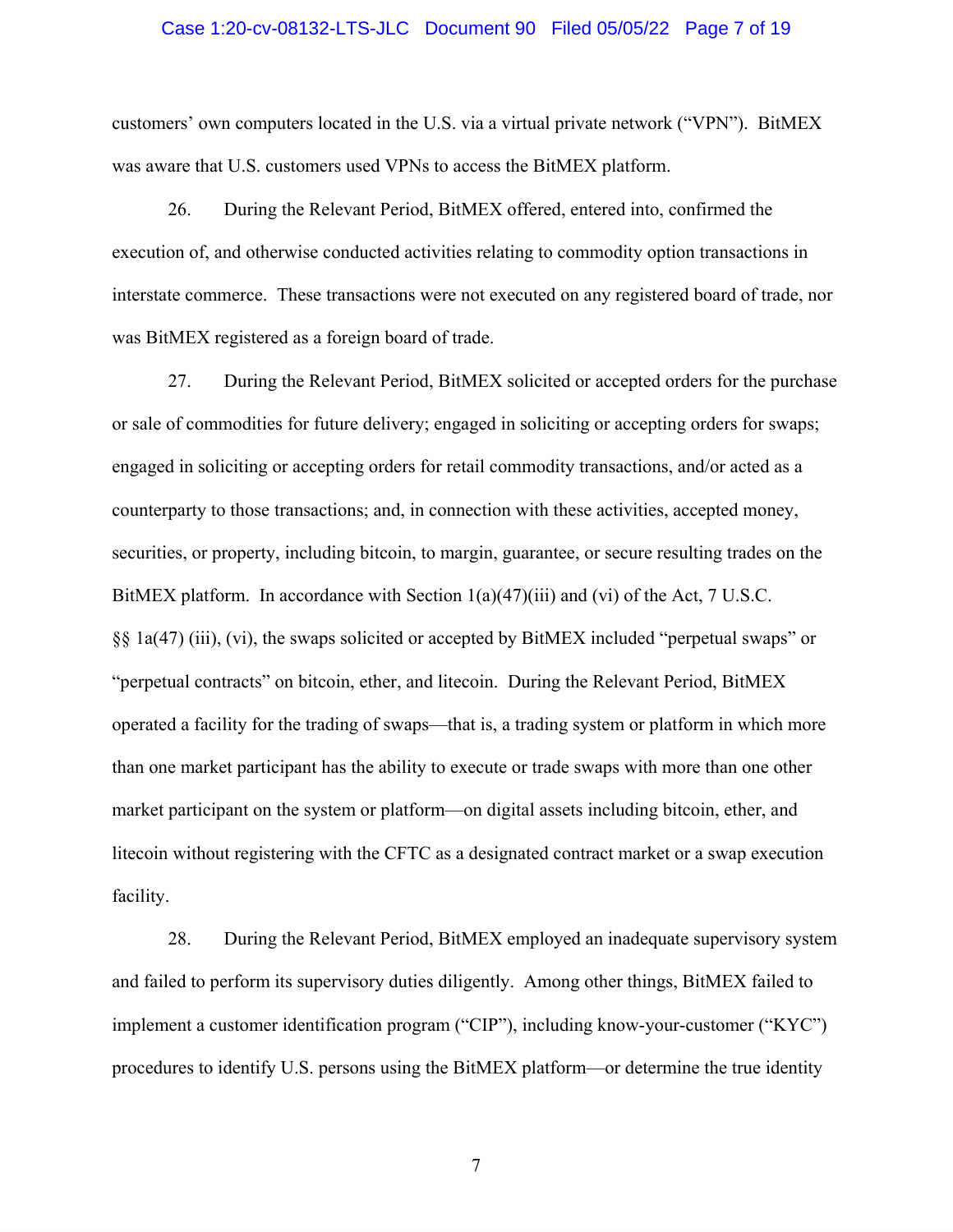customers' own computers located in the U.S. via a virtual private network ("VPN"). BitMEX was aware that U.S. customers used VPNs to access the BitMEX platform.

26. During the Relevant Period, BitMEX offered, entered into, confirmed the execution of, and otherwise conducted activities relating to commodity option transactions in interstate commerce. These transactions were not executed on any registered board of trade, nor was BitMEX registered as a foreign board of trade.

27. During the Relevant Period, BitMEX solicited or accepted orders for the purchase or sale of commodities for future delivery; engaged in soliciting or accepting orders for swaps; engaged in soliciting or accepting orders for retail commodity transactions, and/or acted as a counterparty to those transactions; and, in connection with these activities, accepted money, securities, or property, including bitcoin, to margin, guarantee, or secure resulting trades on the BitMEX platform. In accordance with Section 1(a)(47)(iii) and (vi) of the Act, 7 U.S.C. §§ 1a(47) (iii), (vi), the swaps solicited or accepted by BitMEX included "perpetual swaps" or "perpetual contracts" on bitcoin, ether, and litecoin. During the Relevant Period, BitMEX operated a facility for the trading of swaps—that is, a trading system or platform in which more than one market participant has the ability to execute or trade swaps with more than one other market participant on the system or platform—on digital assets including bitcoin, ether, and litecoin without registering with the CFTC as a designated contract market or a swap execution facility.

28. During the Relevant Period, BitMEX employed an inadequate supervisory system and failed to perform its supervisory duties diligently. Among other things, BitMEX failed to implement a customer identification program ("CIP"), including know-your-customer ("KYC") procedures to identify U.S. persons using the BitMEX platform—or determine the true identity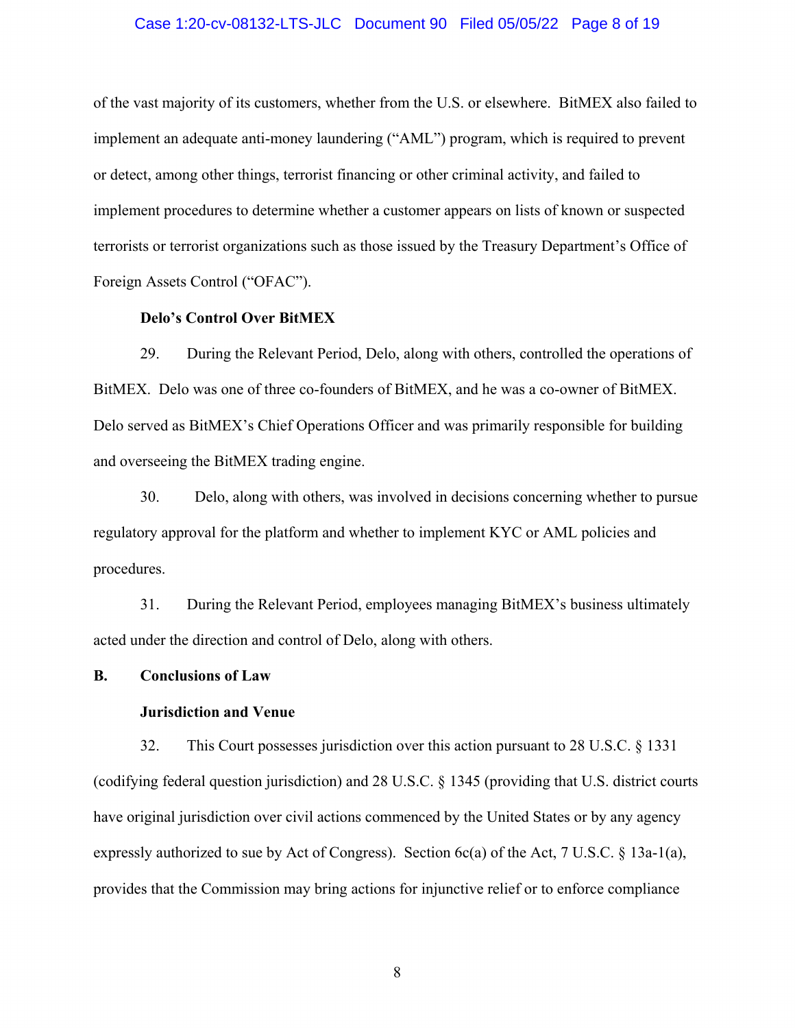of the vast majority of its customers, whether from the U.S. or elsewhere. BitMEX also failed to implement an adequate anti-money laundering ("AML") program, which is required to prevent or detect, among other things, terrorist financing or other criminal activity, and failed to implement procedures to determine whether a customer appears on lists of known or suspected terrorists or terrorist organizations such as those issued by the Treasury Department's Office of Foreign Assets Control ("OFAC").

**Delo's Control Over BitMEX**

29. During the Relevant Period, Delo, along with others, controlled the operations of BitMEX. Delo was one of three co-founders of BitMEX, and he was a co-owner of BitMEX. Delo served as BitMEX's Chief Operations Officer and was primarily responsible for building and overseeing the BitMEX trading engine.

30. Delo, along with others, was involved in decisions concerning whether to pursue regulatory approval for the platform and whether to implement KYC or AML policies and procedures.

31. During the Relevant Period, employees managing BitMEX's business ultimately acted under the direction and control of Delo, along with others.

## B. Conclusions of Law

**Jurisdiction and Venue**

32. This Court possesses jurisdiction over this action pursuant to 28 U.S.C. § 1331 (codifying federal question jurisdiction) and 28 U.S.C. § 1345 (providing that U.S. district courts have original jurisdiction over civil actions commenced by the United States or by any agency expressly authorized to sue by Act of Congress). Section 6c(a) of the Act, 7 U.S.C. § 13a-1(a), provides that the Commission may bring actions for injunctive relief or to enforce compliance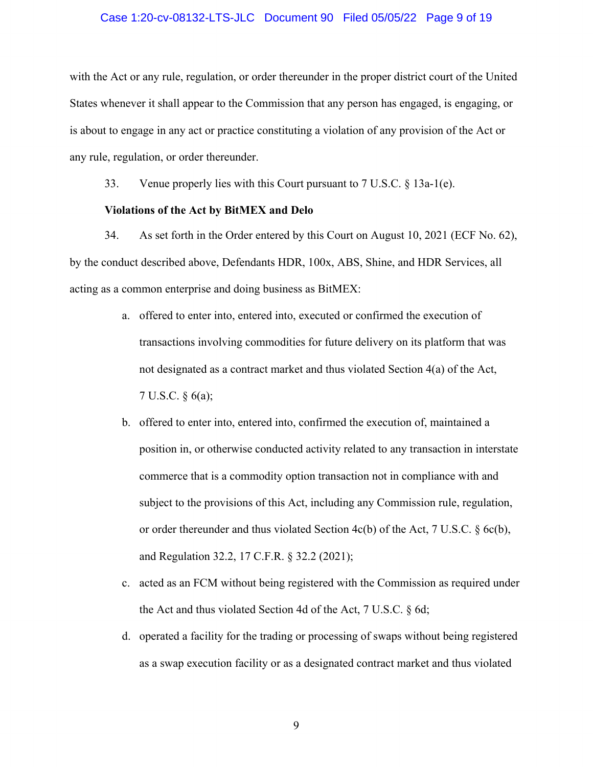with the Act or any rule, regulation, or order thereunder in the proper district court of the United States whenever it shall appear to the Commission that any person has engaged, is engaging, or is about to engage in any act or practice constituting a violation of any provision of the Act or any rule, regulation, or order thereunder.

33. Venue properly lies with this Court pursuant to 7 U.S.C. § 13a-1(e).

**Violations of the Act by BitMEX and Delo**

34. As set forth in the Order entered by this Court on August 10, 2021 (ECF No. 62), by the conduct described above, Defendants HDR, 100x, ABS, Shine, and HDR Services, all acting as a common enterprise and doing business as BitMEX:

a. offered to enter into, entered into, executed or confirmed the execution of transactions involving commodities for future delivery on its platform that was not designated as a contract market and thus violated Section 4(a) of the Act, 7 U.S.C. § 6(a);

b. offered to enter into, entered into, confirmed the execution of, maintained a position in, or otherwise conducted activity related to any transaction in interstate commerce that is a commodity option transaction not in compliance with and subject to the provisions of this Act, including any Commission rule, regulation, or order thereunder and thus violated Section 4c(b) of the Act, 7 U.S.C. § 6c(b), and Regulation 32.2, 17 C.F.R. § 32.2 (2021);

c. acted as an FCM without being registered with the Commission as required under the Act and thus violated Section 4d of the Act, 7 U.S.C. § 6d;

d. operated a facility for the trading or processing of swaps without being registered as a swap execution facility or as a designated contract market and thus violated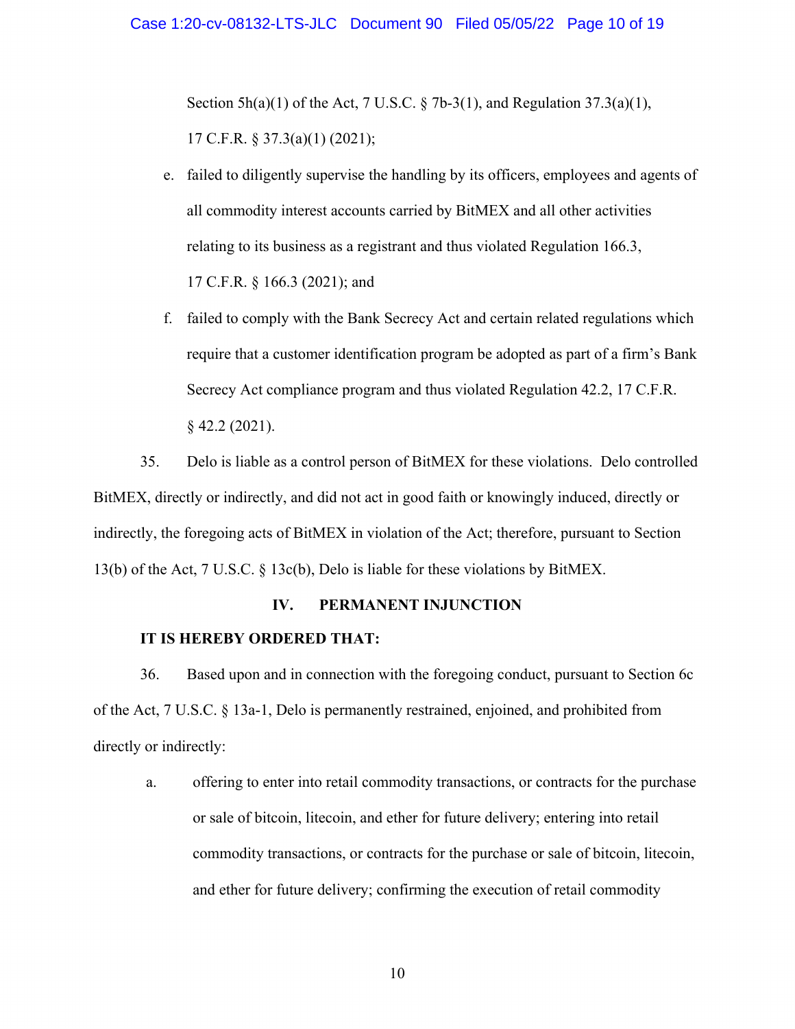Section 5h(a)(1) of the Act, 7 U.S.C. § 7b-3(1), and Regulation 37.3(a)(1), 17 C.F.R. § 37.3(a)(1) (2021);

e. failed to diligently supervise the handling by its officers, employees and agents of all commodity interest accounts carried by BitMEX and all other activities relating to its business as a registrant and thus violated Regulation 166.3, 17 C.F.R. § 166.3 (2021); and

f. failed to comply with the Bank Secrecy Act and certain related regulations which require that a customer identification program be adopted as part of a firm's Bank Secrecy Act compliance program and thus violated Regulation 42.2, 17 C.F.R. § 42.2 (2021).

35. Delo is liable as a control person of BitMEX for these violations. Delo controlled BitMEX, directly or indirectly, and did not act in good faith or knowingly induced, directly or indirectly, the foregoing acts of BitMEX in violation of the Act; therefore, pursuant to Section 13(b) of the Act, 7 U.S.C. § 13c(b), Delo is liable for these violations by BitMEX.

## IV. PERMANENT INJUNCTION

**IT IS HEREBY ORDERED THAT:**

36. Based upon and in connection with the foregoing conduct, pursuant to Section 6c of the Act, 7 U.S.C. § 13a-1, Delo is permanently restrained, enjoined, and prohibited from directly or indirectly:

a. offering to enter into retail commodity transactions, or contracts for the purchase or sale of bitcoin, litecoin, and ether for future delivery; entering into retail commodity transactions, or contracts for the purchase or sale of bitcoin, litecoin, and ether for future delivery; confirming the execution of retail commodity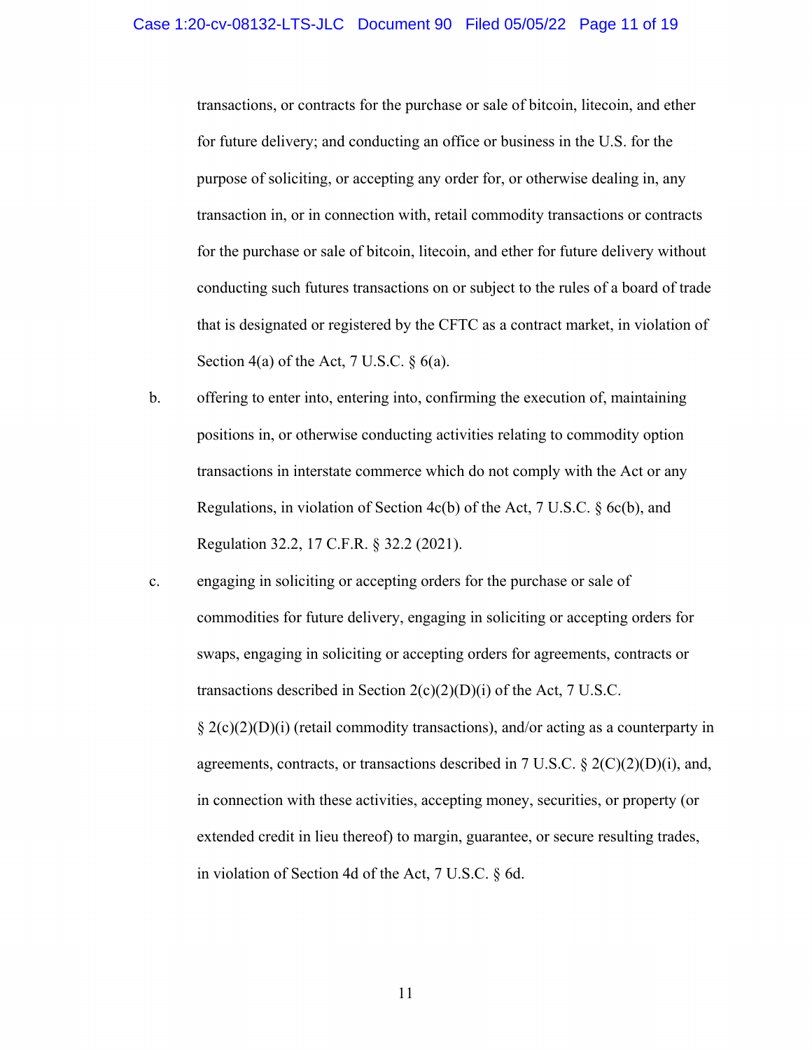transactions, or contracts for the purchase or sale of bitcoin, litecoin, and ether for future delivery; and conducting an office or business in the U.S. for the purpose of soliciting, or accepting any order for, or otherwise dealing in, any transaction in, or in connection with, retail commodity transactions or contracts for the purchase or sale of bitcoin, litecoin, and ether for future delivery without conducting such futures transactions on or subject to the rules of a board of trade that is designated or registered by the CFTC as a contract market, in violation of Section 4(a) of the Act, 7 U.S.C. § 6(a).

b. offering to enter into, entering into, confirming the execution of, maintaining positions in, or otherwise conducting activities relating to commodity option transactions in interstate commerce which do not comply with the Act or any Regulations, in violation of Section 4c(b) of the Act, 7 U.S.C. § 6c(b), and Regulation 32.2, 17 C.F.R. § 32.2 (2021).

c. engaging in soliciting or accepting orders for the purchase or sale of commodities for future delivery, engaging in soliciting or accepting orders for swaps, engaging in soliciting or accepting orders for agreements, contracts or transactions described in Section 2(c)(2)(D)(i) of the Act, 7 U.S.C. § 2(c)(2)(D)(i) (retail commodity transactions), and/or acting as a counterparty in agreements, contracts, or transactions described in 7 U.S.C. § 2(C)(2)(D)(i), and, in connection with these activities, accepting money, securities, or property (or extended credit in lieu thereof) to margin, guarantee, or secure resulting trades, in violation of Section 4d of the Act, 7 U.S.C. § 6d.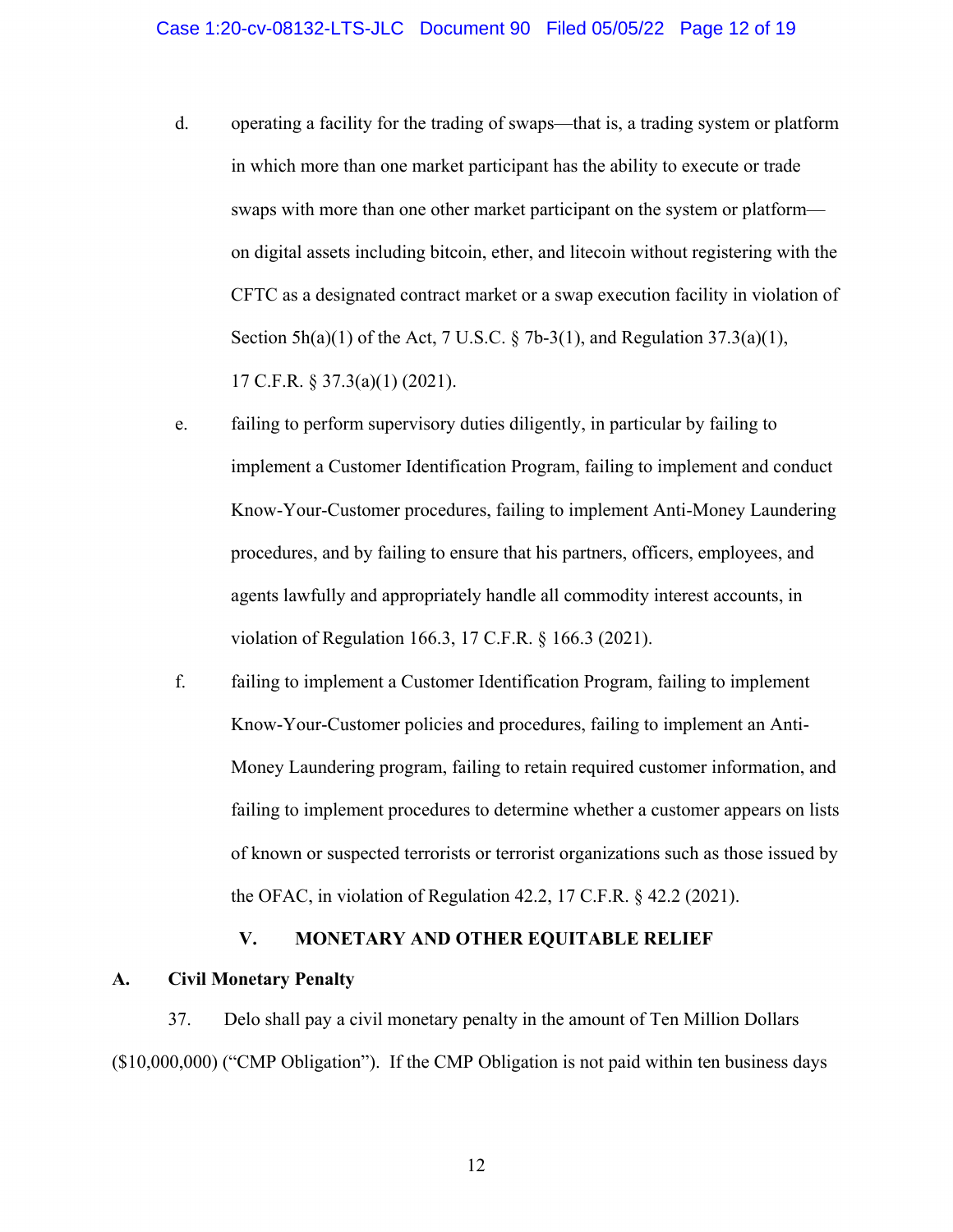d. operating a facility for the trading of swaps—that is, a trading system or platform in which more than one market participant has the ability to execute or trade swaps with more than one other market participant on the system or platform—on digital assets including bitcoin, ether, and litecoin without registering with the CFTC as a designated contract market or a swap execution facility in violation of Section 5h(a)(1) of the Act, 7 U.S.C. § 7b-3(1), and Regulation 37.3(a)(1), 17 C.F.R. § 37.3(a)(1) (2021).

e. failing to perform supervisory duties diligently, in particular by failing to implement a Customer Identification Program, failing to implement and conduct Know-Your-Customer procedures, failing to implement Anti-Money Laundering procedures, and by failing to ensure that his partners, officers, employees, and agents lawfully and appropriately handle all commodity interest accounts, in violation of Regulation 166.3, 17 C.F.R. § 166.3 (2021).

f. failing to implement a Customer Identification Program, failing to implement Know-Your-Customer policies and procedures, failing to implement an Anti-Money Laundering program, failing to retain required customer information, and failing to implement procedures to determine whether a customer appears on lists of known or suspected terrorists or terrorist organizations such as those issued by the OFAC, in violation of Regulation 42.2, 17 C.F.R. § 42.2 (2021).

## V. MONETARY AND OTHER EQUITABLE RELIEF

### A. Civil Monetary Penalty

37. Delo shall pay a civil monetary penalty in the amount of Ten Million Dollars ($10,000,000) ("CMP Obligation"). If the CMP Obligation is not paid within ten business days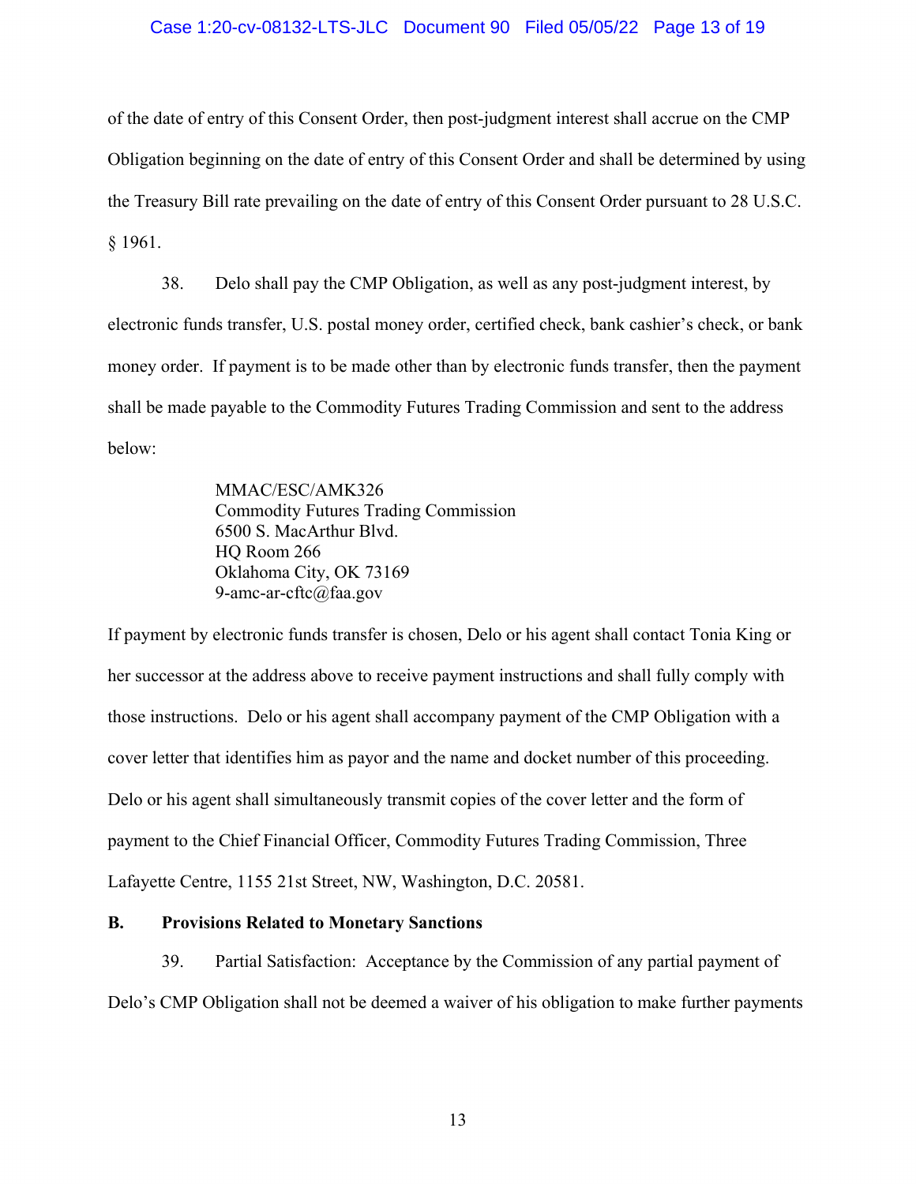of the date of entry of this Consent Order, then post-judgment interest shall accrue on the CMP Obligation beginning on the date of entry of this Consent Order and shall be determined by using the Treasury Bill rate prevailing on the date of entry of this Consent Order pursuant to 28 U.S.C. § 1961.

38. Delo shall pay the CMP Obligation, as well as any post-judgment interest, by electronic funds transfer, U.S. postal money order, certified check, bank cashier's check, or bank money order. If payment is to be made other than by electronic funds transfer, then the payment shall be made payable to the Commodity Futures Trading Commission and sent to the address below:

MMAC/ESC/AMK326
Commodity Futures Trading Commission
6500 S. MacArthur Blvd.
HQ Room 266
Oklahoma City, OK 73169
9-amc-ar-cftc@faa.gov

If payment by electronic funds transfer is chosen, Delo or his agent shall contact Tonia King or her successor at the address above to receive payment instructions and shall fully comply with those instructions. Delo or his agent shall accompany payment of the CMP Obligation with a cover letter that identifies him as payor and the name and docket number of this proceeding. Delo or his agent shall simultaneously transmit copies of the cover letter and the form of payment to the Chief Financial Officer, Commodity Futures Trading Commission, Three Lafayette Centre, 1155 21st Street, NW, Washington, D.C. 20581.

## B. Provisions Related to Monetary Sanctions

39. Partial Satisfaction: Acceptance by the Commission of any partial payment of Delo's CMP Obligation shall not be deemed a waiver of his obligation to make further payments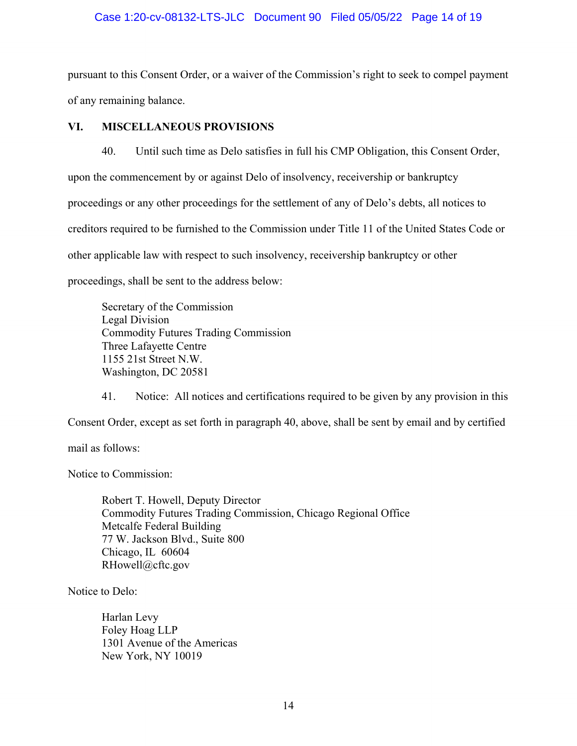pursuant to this Consent Order, or a waiver of the Commission's right to seek to compel payment of any remaining balance.

## VI. MISCELLANEOUS PROVISIONS

40. Until such time as Delo satisfies in full his CMP Obligation, this Consent Order, upon the commencement by or against Delo of insolvency, receivership or bankruptcy proceedings or any other proceedings for the settlement of any of Delo's debts, all notices to creditors required to be furnished to the Commission under Title 11 of the United States Code or other applicable law with respect to such insolvency, receivership bankruptcy or other proceedings, shall be sent to the address below:

Secretary of the Commission  
Legal Division  
Commodity Futures Trading Commission  
Three Lafayette Centre  
1155 21st Street N.W.  
Washington, DC 20581

41. Notice: All notices and certifications required to be given by any provision in this Consent Order, except as set forth in paragraph 40, above, shall be sent by email and by certified mail as follows:

Notice to Commission:

Robert T. Howell, Deputy Director  
Commodity Futures Trading Commission, Chicago Regional Office  
Metcalfe Federal Building  
77 W. Jackson Blvd., Suite 800  
Chicago, IL 60604  
RHowell@cftc.gov

Notice to Delo:

Harlan Levy  
Foley Hoag LLP  
1301 Avenue of the Americas  
New York, NY 10019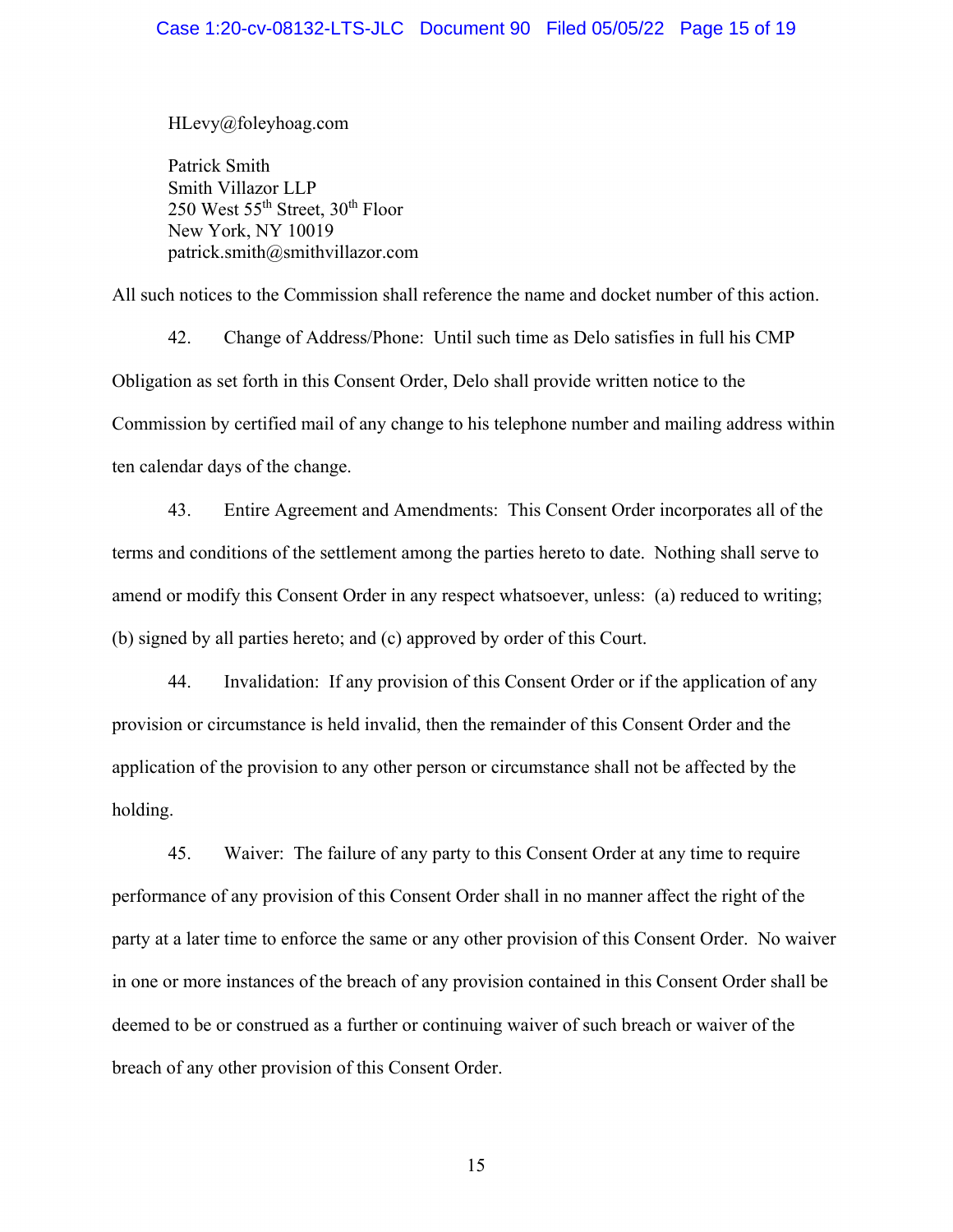HLevy@foleyhoag.com

Patrick Smith
Smith Villazor LLP
250 West 55th Street, 30th Floor
New York, NY 10019
patrick.smith@smithvillazor.com

All such notices to the Commission shall reference the name and docket number of this action.

42. Change of Address/Phone: Until such time as Delo satisfies in full his CMP Obligation as set forth in this Consent Order, Delo shall provide written notice to the Commission by certified mail of any change to his telephone number and mailing address within ten calendar days of the change.

43. Entire Agreement and Amendments: This Consent Order incorporates all of the terms and conditions of the settlement among the parties hereto to date. Nothing shall serve to amend or modify this Consent Order in any respect whatsoever, unless: (a) reduced to writing; (b) signed by all parties hereto; and (c) approved by order of this Court.

44. Invalidation: If any provision of this Consent Order or if the application of any provision or circumstance is held invalid, then the remainder of this Consent Order and the application of the provision to any other person or circumstance shall not be affected by the holding.

45. Waiver: The failure of any party to this Consent Order at any time to require performance of any provision of this Consent Order shall in no manner affect the right of the party at a later time to enforce the same or any other provision of this Consent Order. No waiver in one or more instances of the breach of any provision contained in this Consent Order shall be deemed to be or construed as a further or continuing waiver of such breach or waiver of the breach of any other provision of this Consent Order.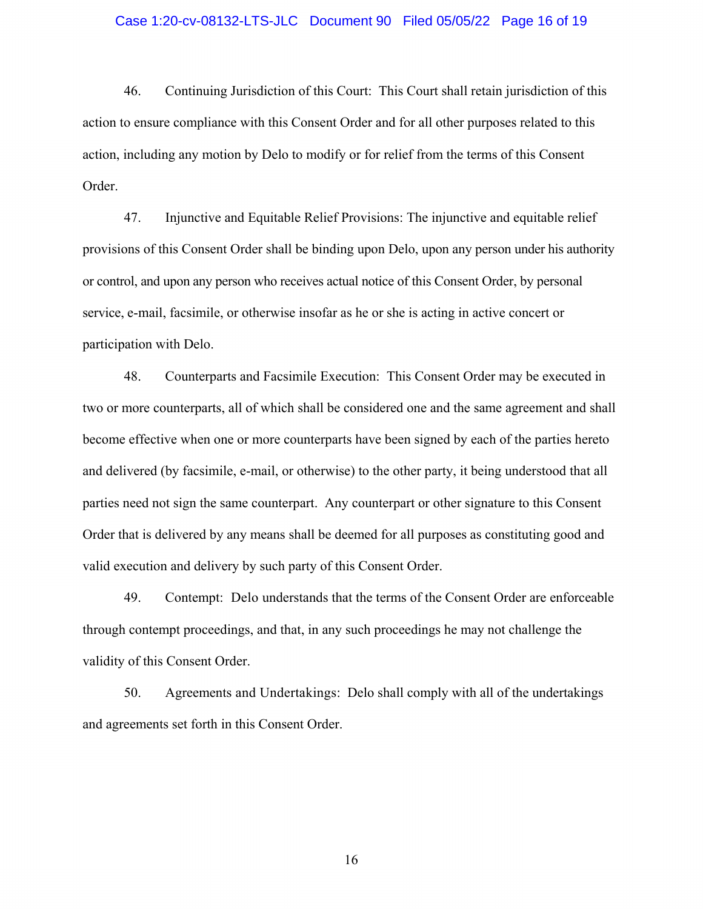46. Continuing Jurisdiction of this Court: This Court shall retain jurisdiction of this action to ensure compliance with this Consent Order and for all other purposes related to this action, including any motion by Delo to modify or for relief from the terms of this Consent Order.

47. Injunctive and Equitable Relief Provisions: The injunctive and equitable relief provisions of this Consent Order shall be binding upon Delo, upon any person under his authority or control, and upon any person who receives actual notice of this Consent Order, by personal service, e-mail, facsimile, or otherwise insofar as he or she is acting in active concert or participation with Delo.

48. Counterparts and Facsimile Execution: This Consent Order may be executed in two or more counterparts, all of which shall be considered one and the same agreement and shall become effective when one or more counterparts have been signed by each of the parties hereto and delivered (by facsimile, e-mail, or otherwise) to the other party, it being understood that all parties need not sign the same counterpart. Any counterpart or other signature to this Consent Order that is delivered by any means shall be deemed for all purposes as constituting good and valid execution and delivery by such party of this Consent Order.

49. Contempt: Delo understands that the terms of the Consent Order are enforceable through contempt proceedings, and that, in any such proceedings he may not challenge the validity of this Consent Order.

50. Agreements and Undertakings: Delo shall comply with all of the undertakings and agreements set forth in this Consent Order.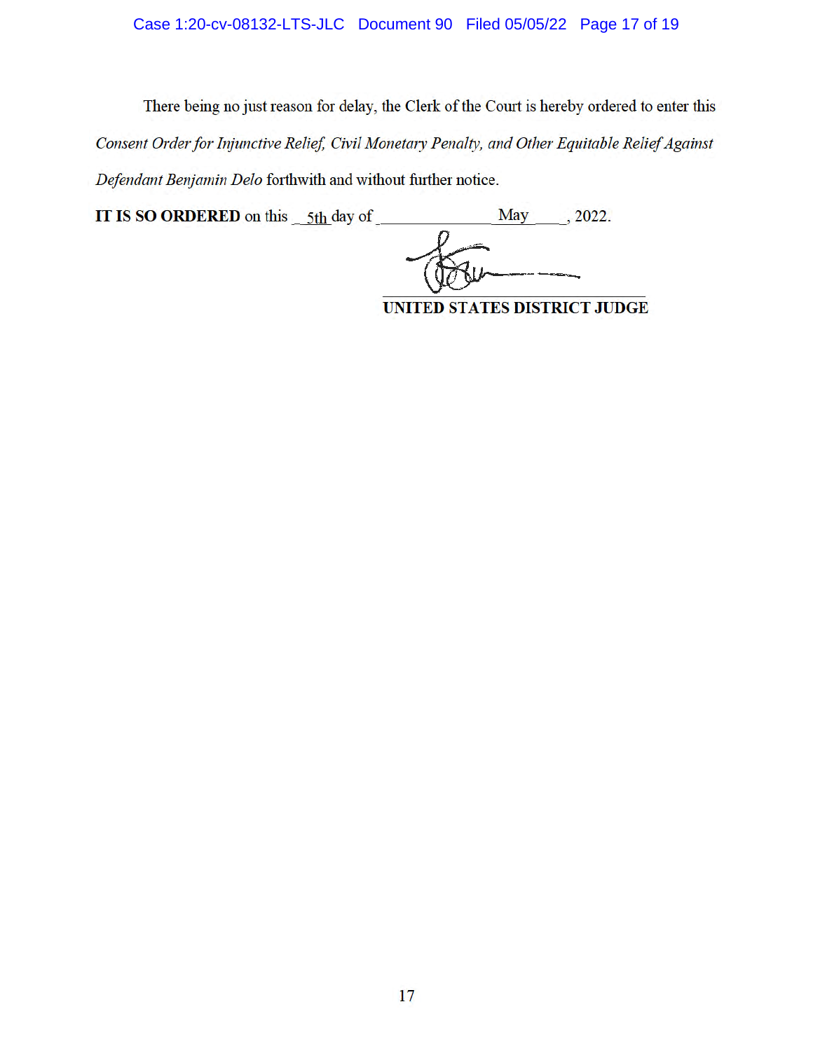There being no just reason for delay, the Clerk of the Court is hereby ordered to enter this *Consent Order for Injunctive Relief, Civil Monetary Penalty, and Other Equitable Relief Against Defendant Benjamin Delo* forthwith and without further notice.

**IT IS SO ORDERED** on this 5th day of May, 2022.

______________________________
**UNITED STATES DISTRICT JUDGE**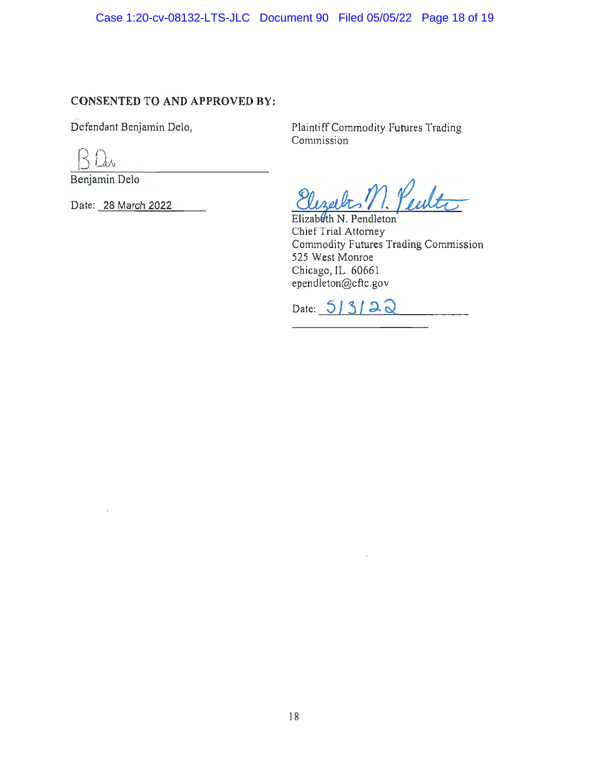**CONSENTED TO AND APPROVED BY:**

Defendant Benjamin Delo,

Benjamin Delo

Date: 28 March 2022

Plaintiff Commodity Futures Trading Commission

Elizabeth N. Pendleton
Chief Trial Attorney
Commodity Futures Trading Commission
525 West Monroe
Chicago, IL 60661
ependleton@cftc.gov

Date: 5/3/22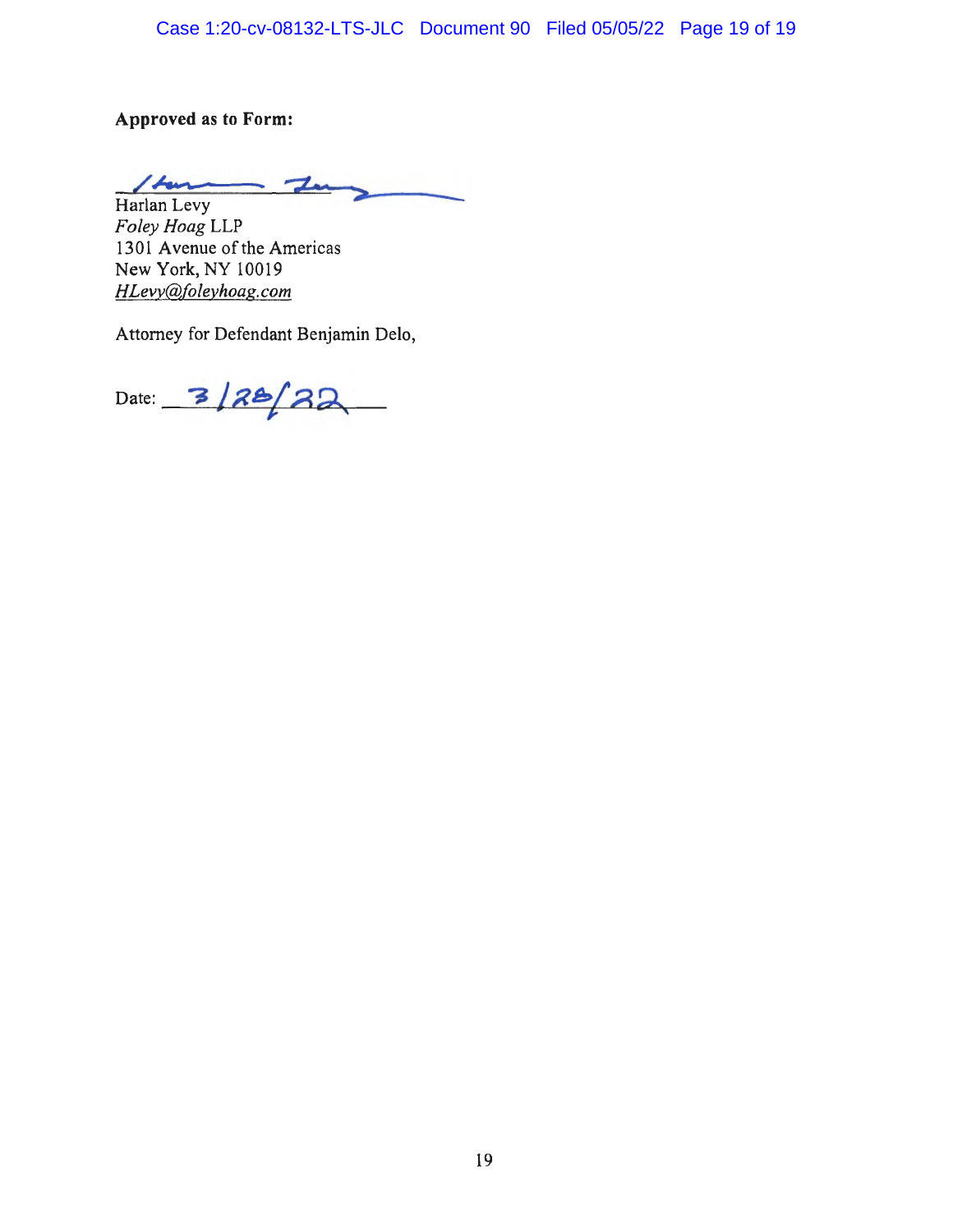**Approved as to Form:**

Harlan Levy
*Foley Hoag* LLP
1301 Avenue of the Americas
New York, NY 10019
*HLevy@foleyhoag.com*

Attorney for Defendant Benjamin Delo,

Date: 3/28/22